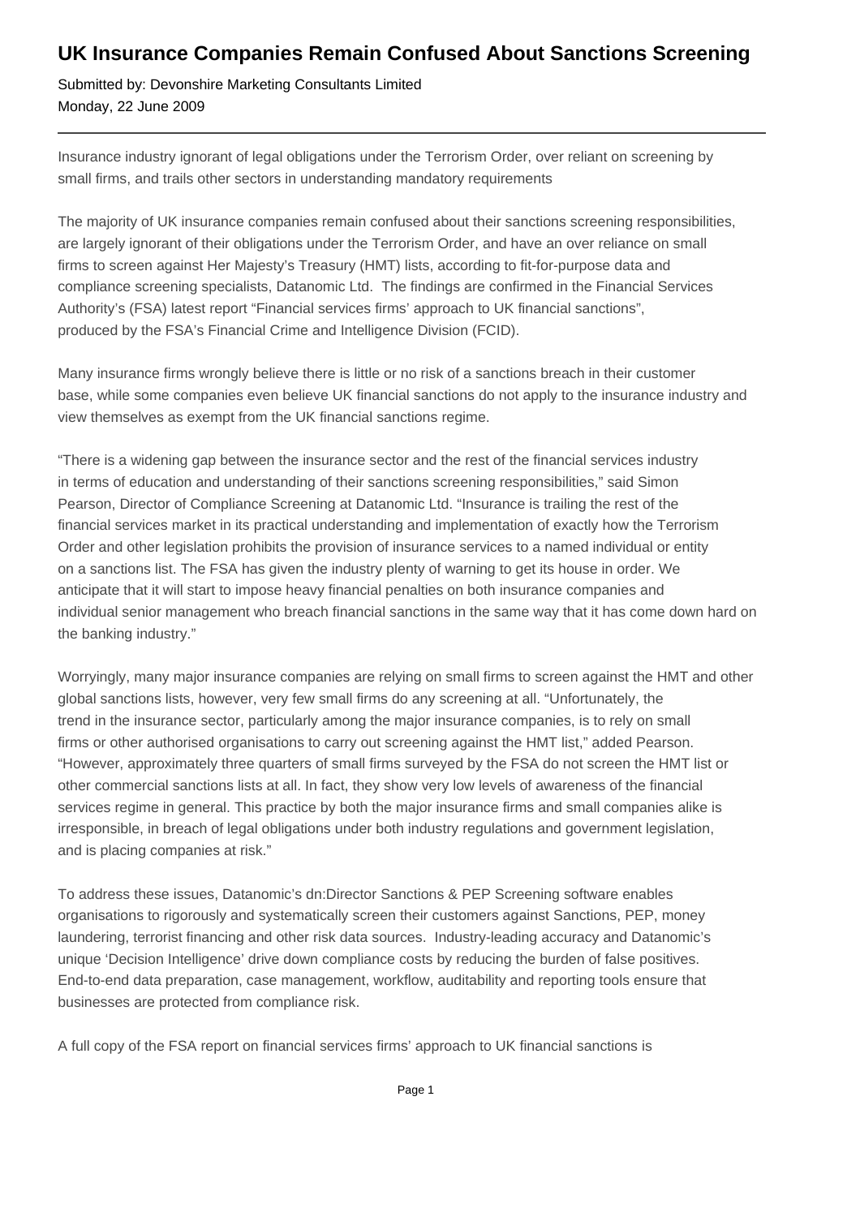# UK Insurance Companies Remain Confused About Sanctions Screening

Submitted by: Devonshire Marketing Consultants Limited
Monday, 22 June 2009

---

Insurance industry ignorant of legal obligations under the Terrorism Order, over reliant on screening by small firms, and trails other sectors in understanding mandatory requirements

The majority of UK insurance companies remain confused about their sanctions screening responsibilities, are largely ignorant of their obligations under the Terrorism Order, and have an over reliance on small firms to screen against Her Majesty's Treasury (HMT) lists, according to fit-for-purpose data and compliance screening specialists, Datanomic Ltd. The findings are confirmed in the Financial Services Authority's (FSA) latest report "Financial services firms' approach to UK financial sanctions", produced by the FSA's Financial Crime and Intelligence Division (FCID).

Many insurance firms wrongly believe there is little or no risk of a sanctions breach in their customer base, while some companies even believe UK financial sanctions do not apply to the insurance industry and view themselves as exempt from the UK financial sanctions regime.

"There is a widening gap between the insurance sector and the rest of the financial services industry in terms of education and understanding of their sanctions screening responsibilities," said Simon Pearson, Director of Compliance Screening at Datanomic Ltd. "Insurance is trailing the rest of the financial services market in its practical understanding and implementation of exactly how the Terrorism Order and other legislation prohibits the provision of insurance services to a named individual or entity on a sanctions list. The FSA has given the industry plenty of warning to get its house in order. We anticipate that it will start to impose heavy financial penalties on both insurance companies and individual senior management who breach financial sanctions in the same way that it has come down hard on the banking industry."

Worryingly, many major insurance companies are relying on small firms to screen against the HMT and other global sanctions lists, however, very few small firms do any screening at all. "Unfortunately, the trend in the insurance sector, particularly among the major insurance companies, is to rely on small firms or other authorised organisations to carry out screening against the HMT list," added Pearson. "However, approximately three quarters of small firms surveyed by the FSA do not screen the HMT list or other commercial sanctions lists at all. In fact, they show very low levels of awareness of the financial services regime in general. This practice by both the major insurance firms and small companies alike is irresponsible, in breach of legal obligations under both industry regulations and government legislation, and is placing companies at risk."

To address these issues, Datanomic's dn:Director Sanctions & PEP Screening software enables organisations to rigorously and systematically screen their customers against Sanctions, PEP, money laundering, terrorist financing and other risk data sources. Industry-leading accuracy and Datanomic's unique 'Decision Intelligence' drive down compliance costs by reducing the burden of false positives. End-to-end data preparation, case management, workflow, auditability and reporting tools ensure that businesses are protected from compliance risk.

A full copy of the FSA report on financial services firms' approach to UK financial sanctions is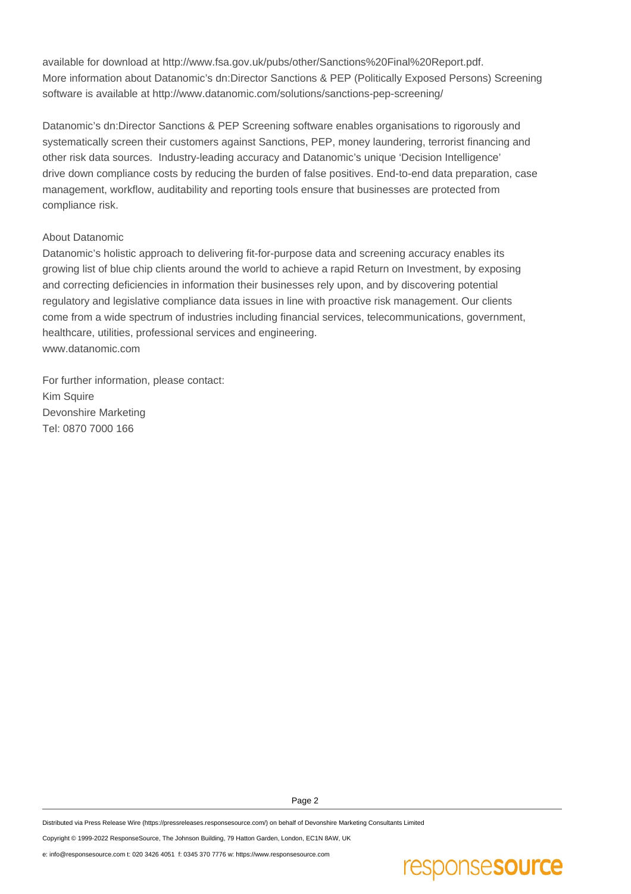available for download at http://www.fsa.gov.uk/pubs/other/Sanctions%20Final%20Report.pdf.
More information about Datanomic's dn:Director Sanctions & PEP (Politically Exposed Persons) Screening software is available at http://www.datanomic.com/solutions/sanctions-pep-screening/

Datanomic's dn:Director Sanctions & PEP Screening software enables organisations to rigorously and systematically screen their customers against Sanctions, PEP, money laundering, terrorist financing and other risk data sources. Industry-leading accuracy and Datanomic's unique 'Decision Intelligence' drive down compliance costs by reducing the burden of false positives. End-to-end data preparation, case management, workflow, auditability and reporting tools ensure that businesses are protected from compliance risk.

About Datanomic
Datanomic's holistic approach to delivering fit-for-purpose data and screening accuracy enables its growing list of blue chip clients around the world to achieve a rapid Return on Investment, by exposing and correcting deficiencies in information their businesses rely upon, and by discovering potential regulatory and legislative compliance data issues in line with proactive risk management. Our clients come from a wide spectrum of industries including financial services, telecommunications, government, healthcare, utilities, professional services and engineering.
www.datanomic.com

For further information, please contact:
Kim Squire
Devonshire Marketing
Tel: 0870 7000 166